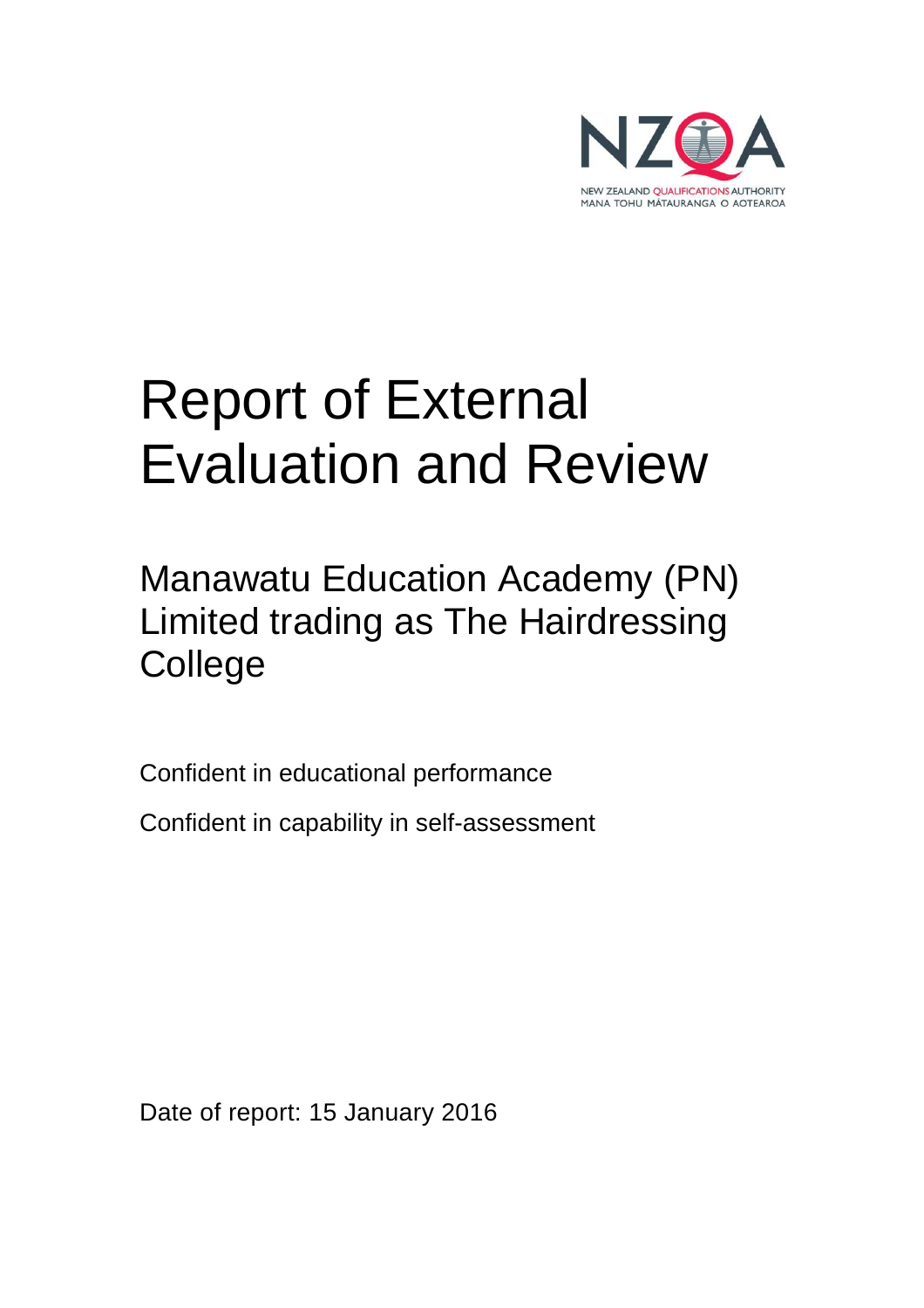NEW ZEALAND QUALIFICATIONS AUTHORITY
MANA TOHU MĀTAURANGA O AOTEAROA

# Report of External Evaluation and Review

## Manawatu Education Academy (PN) Limited trading as The Hairdressing College

Confident in educational performance

Confident in capability in self-assessment

Date of report: 15 January 2016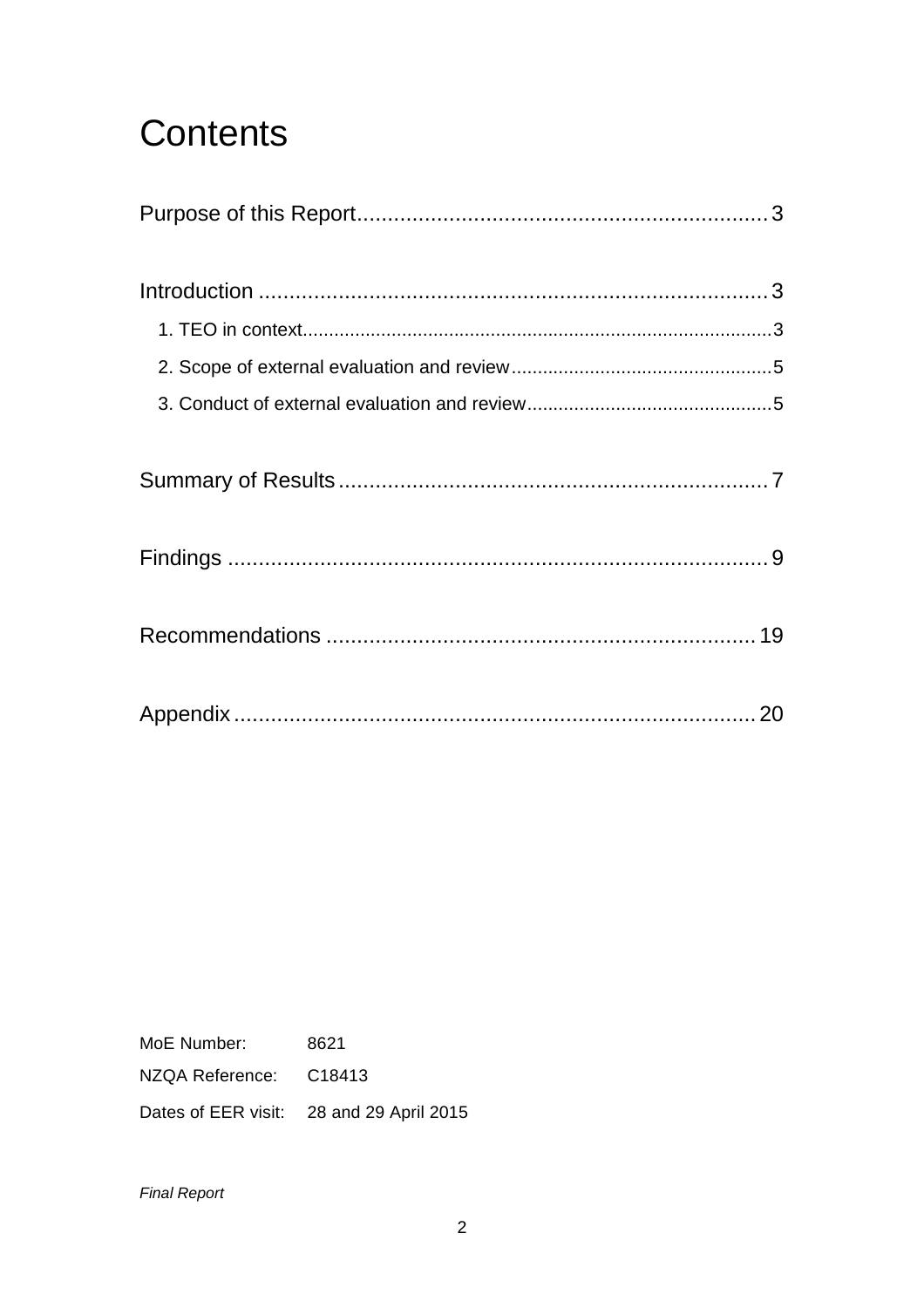# Contents

Purpose of this Report ........................................................................ 3

Introduction ........................................................................................ 3

- 1. TEO in context ............................................................................ 3
- 2. Scope of external evaluation and review ....................................... 5
- 3. Conduct of external evaluation and review ..................................... 5

Summary of Results ............................................................................ 7

Findings .............................................................................................. 9

Recommendations ............................................................................. 19

Appendix ........................................................................................... 20

| | |
|---|---|
| MoE Number: | 8621 |
| NZQA Reference: | C18413 |
| Dates of EER visit: | 28 and 29 April 2015 |

*Final Report*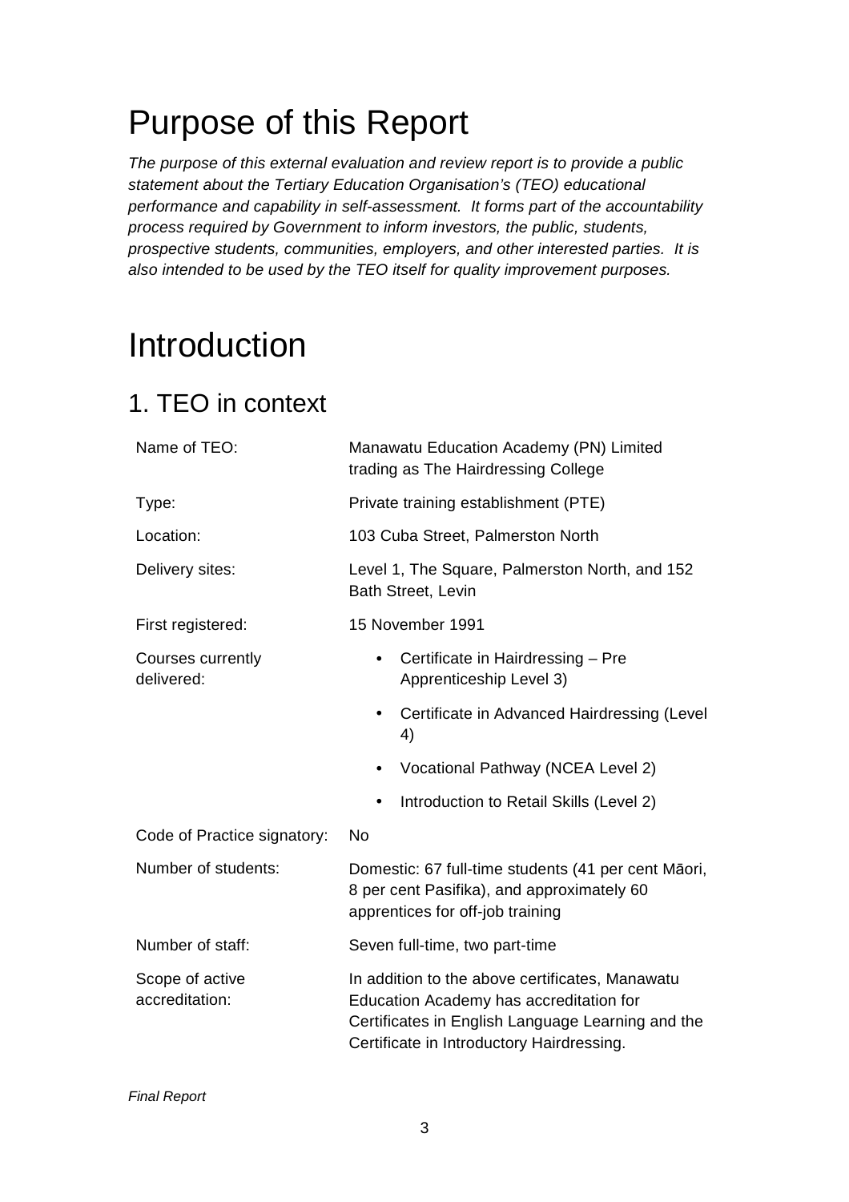# Purpose of this Report

*The purpose of this external evaluation and review report is to provide a public statement about the Tertiary Education Organisation's (TEO) educational performance and capability in self-assessment. It forms part of the accountability process required by Government to inform investors, the public, students, prospective students, communities, employers, and other interested parties. It is also intended to be used by the TEO itself for quality improvement purposes.*

# Introduction

## 1. TEO in context

| | |
|---|---|
| Name of TEO: | Manawatu Education Academy (PN) Limited trading as The Hairdressing College |
| Type: | Private training establishment (PTE) |
| Location: | 103 Cuba Street, Palmerston North |
| Delivery sites: | Level 1, The Square, Palmerston North, and 152 Bath Street, Levin |
| First registered: | 15 November 1991 |
| Courses currently delivered: | • Certificate in Hairdressing – Pre Apprenticeship Level 3)<br>• Certificate in Advanced Hairdressing (Level 4)<br>• Vocational Pathway (NCEA Level 2)<br>• Introduction to Retail Skills (Level 2) |
| Code of Practice signatory: | No |
| Number of students: | Domestic: 67 full-time students (41 per cent Māori, 8 per cent Pasifika), and approximately 60 apprentices for off-job training |
| Number of staff: | Seven full-time, two part-time |
| Scope of active accreditation: | In addition to the above certificates, Manawatu Education Academy has accreditation for Certificates in English Language Learning and the Certificate in Introductory Hairdressing. |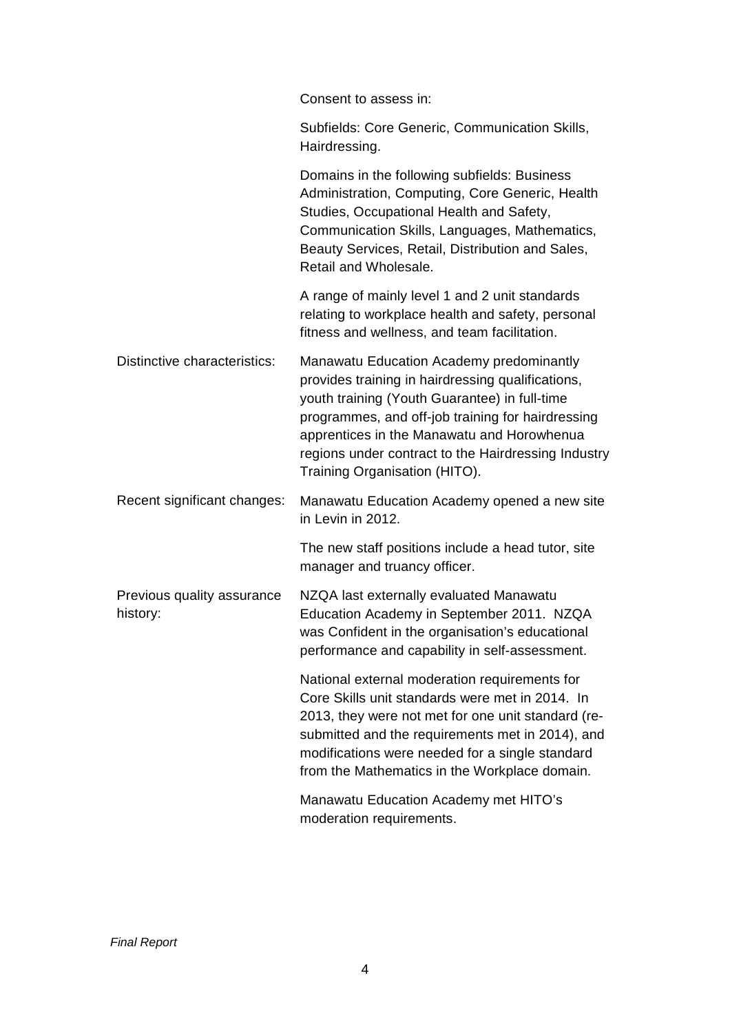| | |
|---|---|
| | Consent to assess in: |
| | Subfields: Core Generic, Communication Skills, Hairdressing. |
| | Domains in the following subfields: Business Administration, Computing, Core Generic, Health Studies, Occupational Health and Safety, Communication Skills, Languages, Mathematics, Beauty Services, Retail, Distribution and Sales, Retail and Wholesale. |
| | A range of mainly level 1 and 2 unit standards relating to workplace health and safety, personal fitness and wellness, and team facilitation. |
| Distinctive characteristics: | Manawatu Education Academy predominantly provides training in hairdressing qualifications, youth training (Youth Guarantee) in full-time programmes, and off-job training for hairdressing apprentices in the Manawatu and Horowhenua regions under contract to the Hairdressing Industry Training Organisation (HITO). |
| Recent significant changes: | Manawatu Education Academy opened a new site in Levin in 2012. |
| | The new staff positions include a head tutor, site manager and truancy officer. |
| Previous quality assurance history: | NZQA last externally evaluated Manawatu Education Academy in September 2011. NZQA was Confident in the organisation's educational performance and capability in self-assessment. |
| | National external moderation requirements for Core Skills unit standards were met in 2014. In 2013, they were not met for one unit standard (re-submitted and the requirements met in 2014), and modifications were needed for a single standard from the Mathematics in the Workplace domain. |
| | Manawatu Education Academy met HITO's moderation requirements. |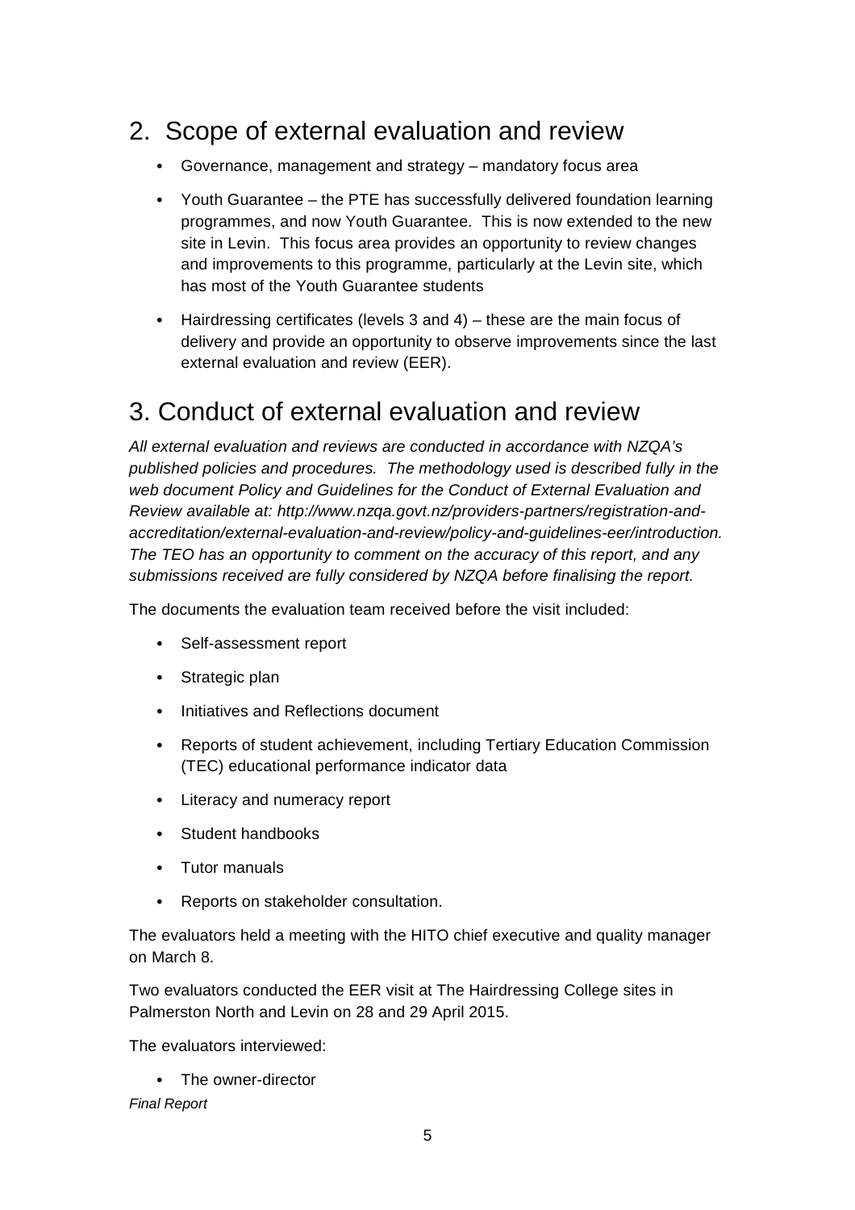## 2. Scope of external evaluation and review

- Governance, management and strategy – mandatory focus area
- Youth Guarantee – the PTE has successfully delivered foundation learning programmes, and now Youth Guarantee. This is now extended to the new site in Levin. This focus area provides an opportunity to review changes and improvements to this programme, particularly at the Levin site, which has most of the Youth Guarantee students
- Hairdressing certificates (levels 3 and 4) – these are the main focus of delivery and provide an opportunity to observe improvements since the last external evaluation and review (EER).

## 3. Conduct of external evaluation and review

*All external evaluation and reviews are conducted in accordance with NZQA's published policies and procedures. The methodology used is described fully in the web document Policy and Guidelines for the Conduct of External Evaluation and Review available at: http://www.nzqa.govt.nz/providers-partners/registration-and-accreditation/external-evaluation-and-review/policy-and-guidelines-eer/introduction. The TEO has an opportunity to comment on the accuracy of this report, and any submissions received are fully considered by NZQA before finalising the report.*

The documents the evaluation team received before the visit included:

- Self-assessment report
- Strategic plan
- Initiatives and Reflections document
- Reports of student achievement, including Tertiary Education Commission (TEC) educational performance indicator data
- Literacy and numeracy report
- Student handbooks
- Tutor manuals
- Reports on stakeholder consultation.

The evaluators held a meeting with the HITO chief executive and quality manager on March 8.

Two evaluators conducted the EER visit at The Hairdressing College sites in Palmerston North and Levin on 28 and 29 April 2015.

The evaluators interviewed:

- The owner-director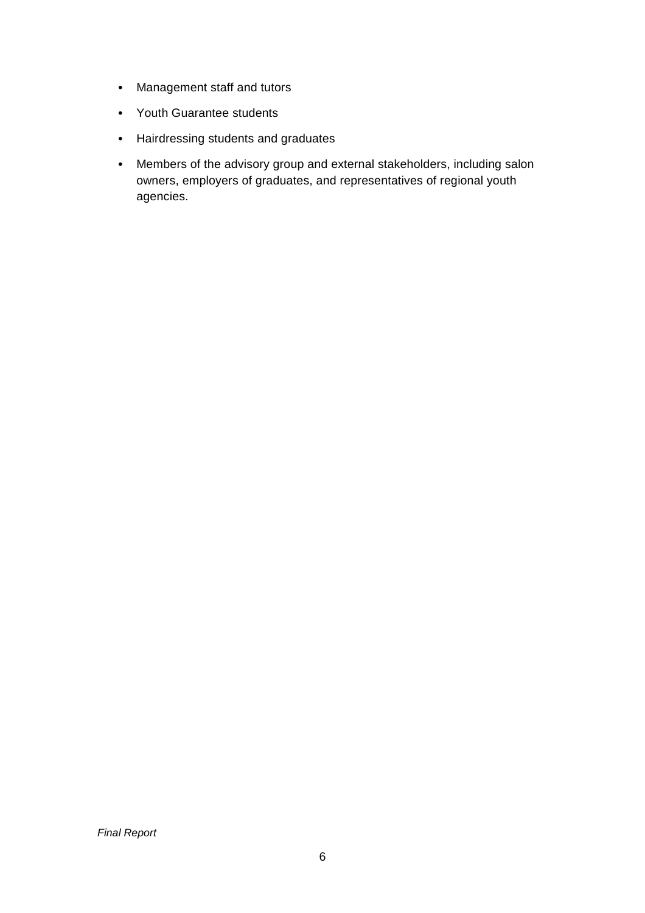- Management staff and tutors
- Youth Guarantee students
- Hairdressing students and graduates
- Members of the advisory group and external stakeholders, including salon owners, employers of graduates, and representatives of regional youth agencies.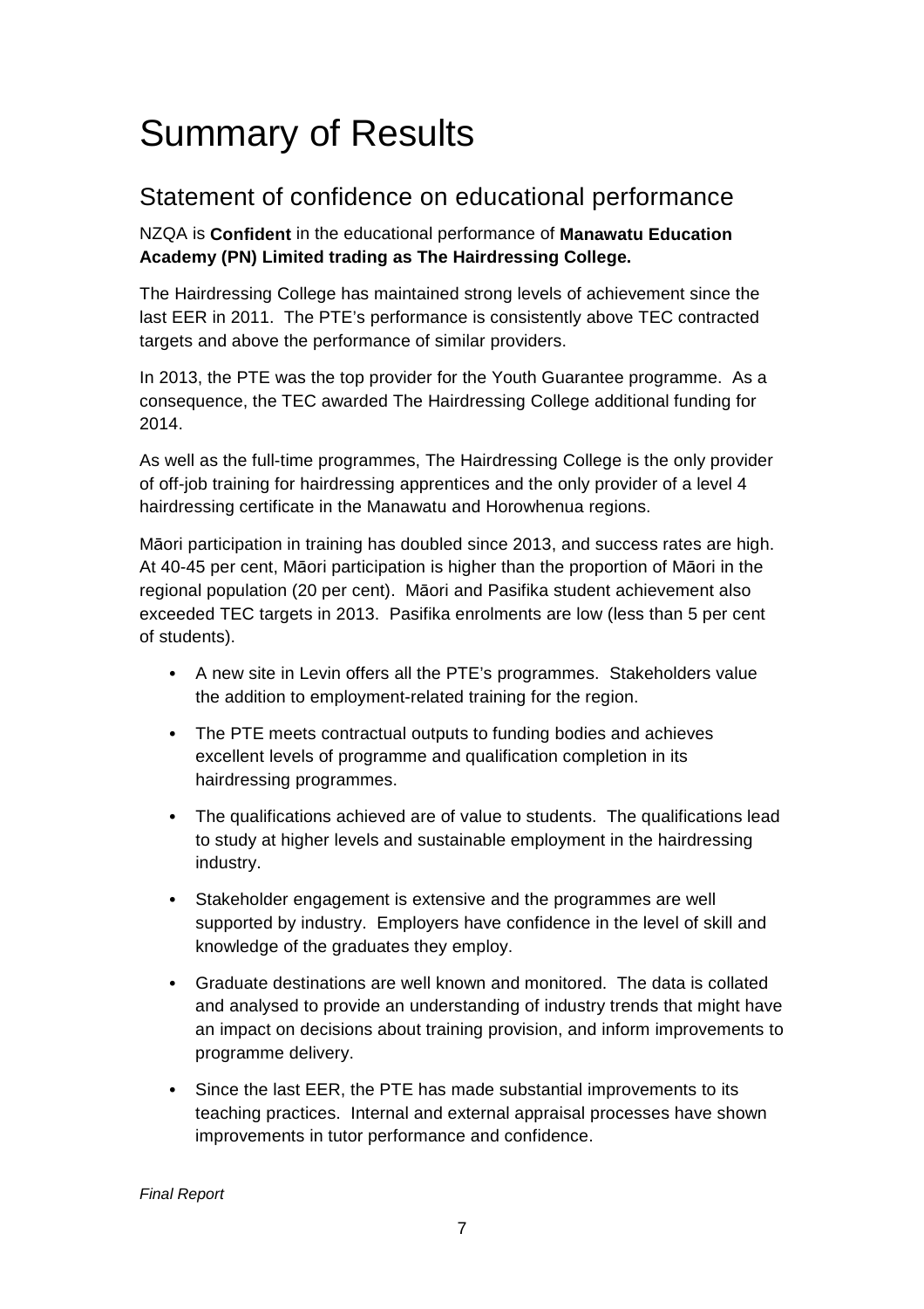# Summary of Results

## Statement of confidence on educational performance

NZQA is **Confident** in the educational performance of **Manawatu Education Academy (PN) Limited trading as The Hairdressing College.**

The Hairdressing College has maintained strong levels of achievement since the last EER in 2011. The PTE's performance is consistently above TEC contracted targets and above the performance of similar providers.

In 2013, the PTE was the top provider for the Youth Guarantee programme. As a consequence, the TEC awarded The Hairdressing College additional funding for 2014.

As well as the full-time programmes, The Hairdressing College is the only provider of off-job training for hairdressing apprentices and the only provider of a level 4 hairdressing certificate in the Manawatu and Horowhenua regions.

Māori participation in training has doubled since 2013, and success rates are high. At 40-45 per cent, Māori participation is higher than the proportion of Māori in the regional population (20 per cent). Māori and Pasifika student achievement also exceeded TEC targets in 2013. Pasifika enrolments are low (less than 5 per cent of students).

- A new site in Levin offers all the PTE's programmes. Stakeholders value the addition to employment-related training for the region.
- The PTE meets contractual outputs to funding bodies and achieves excellent levels of programme and qualification completion in its hairdressing programmes.
- The qualifications achieved are of value to students. The qualifications lead to study at higher levels and sustainable employment in the hairdressing industry.
- Stakeholder engagement is extensive and the programmes are well supported by industry. Employers have confidence in the level of skill and knowledge of the graduates they employ.
- Graduate destinations are well known and monitored. The data is collated and analysed to provide an understanding of industry trends that might have an impact on decisions about training provision, and inform improvements to programme delivery.
- Since the last EER, the PTE has made substantial improvements to its teaching practices. Internal and external appraisal processes have shown improvements in tutor performance and confidence.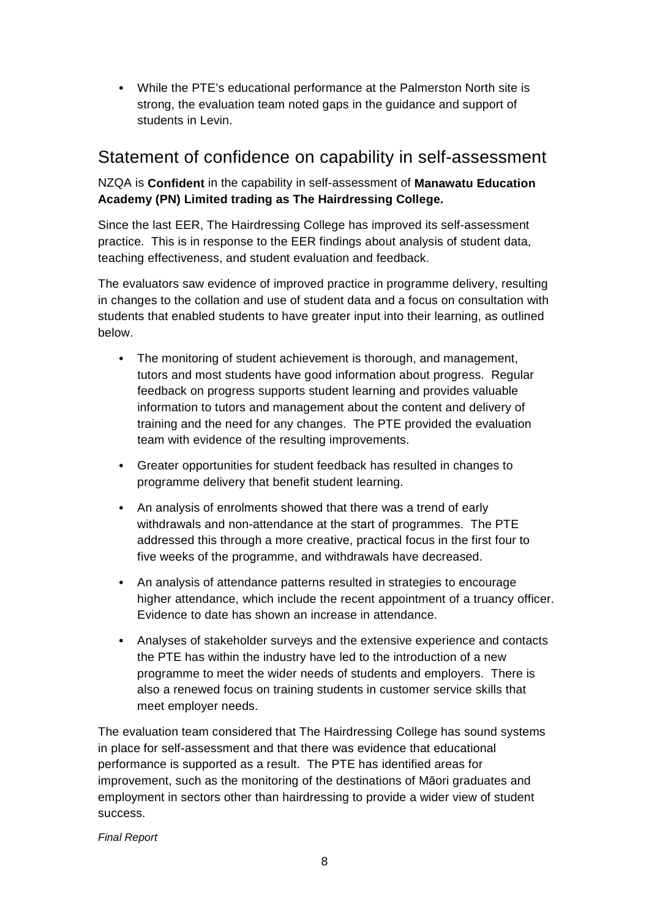- While the PTE's educational performance at the Palmerston North site is strong, the evaluation team noted gaps in the guidance and support of students in Levin.

## Statement of confidence on capability in self-assessment

NZQA is **Confident** in the capability in self-assessment of **Manawatu Education Academy (PN) Limited trading as The Hairdressing College.**

Since the last EER, The Hairdressing College has improved its self-assessment practice. This is in response to the EER findings about analysis of student data, teaching effectiveness, and student evaluation and feedback.

The evaluators saw evidence of improved practice in programme delivery, resulting in changes to the collation and use of student data and a focus on consultation with students that enabled students to have greater input into their learning, as outlined below.

- The monitoring of student achievement is thorough, and management, tutors and most students have good information about progress. Regular feedback on progress supports student learning and provides valuable information to tutors and management about the content and delivery of training and the need for any changes. The PTE provided the evaluation team with evidence of the resulting improvements.
- Greater opportunities for student feedback has resulted in changes to programme delivery that benefit student learning.
- An analysis of enrolments showed that there was a trend of early withdrawals and non-attendance at the start of programmes. The PTE addressed this through a more creative, practical focus in the first four to five weeks of the programme, and withdrawals have decreased.
- An analysis of attendance patterns resulted in strategies to encourage higher attendance, which include the recent appointment of a truancy officer. Evidence to date has shown an increase in attendance.
- Analyses of stakeholder surveys and the extensive experience and contacts the PTE has within the industry have led to the introduction of a new programme to meet the wider needs of students and employers. There is also a renewed focus on training students in customer service skills that meet employer needs.

The evaluation team considered that The Hairdressing College has sound systems in place for self-assessment and that there was evidence that educational performance is supported as a result. The PTE has identified areas for improvement, such as the monitoring of the destinations of Māori graduates and employment in sectors other than hairdressing to provide a wider view of student success.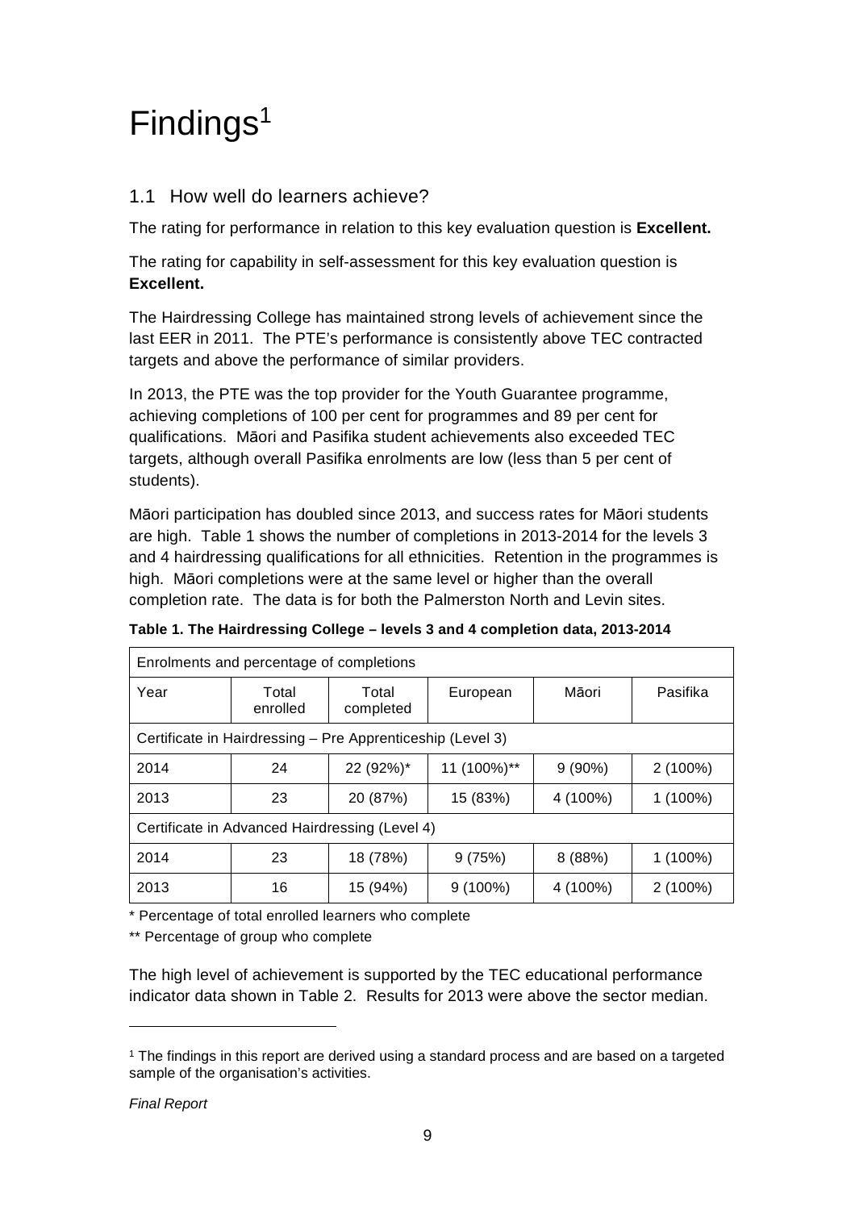# Findings[1]

## 1.1 How well do learners achieve?

The rating for performance in relation to this key evaluation question is **Excellent.**

The rating for capability in self-assessment for this key evaluation question is **Excellent.**

The Hairdressing College has maintained strong levels of achievement since the last EER in 2011. The PTE's performance is consistently above TEC contracted targets and above the performance of similar providers.

In 2013, the PTE was the top provider for the Youth Guarantee programme, achieving completions of 100 per cent for programmes and 89 per cent for qualifications. Māori and Pasifika student achievements also exceeded TEC targets, although overall Pasifika enrolments are low (less than 5 per cent of students).

Māori participation has doubled since 2013, and success rates for Māori students are high. Table 1 shows the number of completions in 2013-2014 for the levels 3 and 4 hairdressing qualifications for all ethnicities. Retention in the programmes is high. Māori completions were at the same level or higher than the overall completion rate. The data is for both the Palmerston North and Levin sites.

**Table 1. The Hairdressing College – levels 3 and 4 completion data, 2013-2014**

| Enrolments and percentage of completions | | | | | |
|---|---|---|---|---|---|
| Year | Total enrolled | Total completed | European | Māori | Pasifika |
| Certificate in Hairdressing – Pre Apprenticeship (Level 3) | | | | | |
| 2014 | 24 | 22 (92%)* | 11 (100%)** | 9 (90%) | 2 (100%) |
| 2013 | 23 | 20 (87%) | 15 (83%) | 4 (100%) | 1 (100%) |
| Certificate in Advanced Hairdressing (Level 4) | | | | | |
| 2014 | 23 | 18 (78%) | 9 (75%) | 8 (88%) | 1 (100%) |
| 2013 | 16 | 15 (94%) | 9 (100%) | 4 (100%) | 2 (100%) |

\* Percentage of total enrolled learners who complete

\*\* Percentage of group who complete

The high level of achievement is supported by the TEC educational performance indicator data shown in Table 2. Results for 2013 were above the sector median.

[1] The findings in this report are derived using a standard process and are based on a targeted sample of the organisation's activities.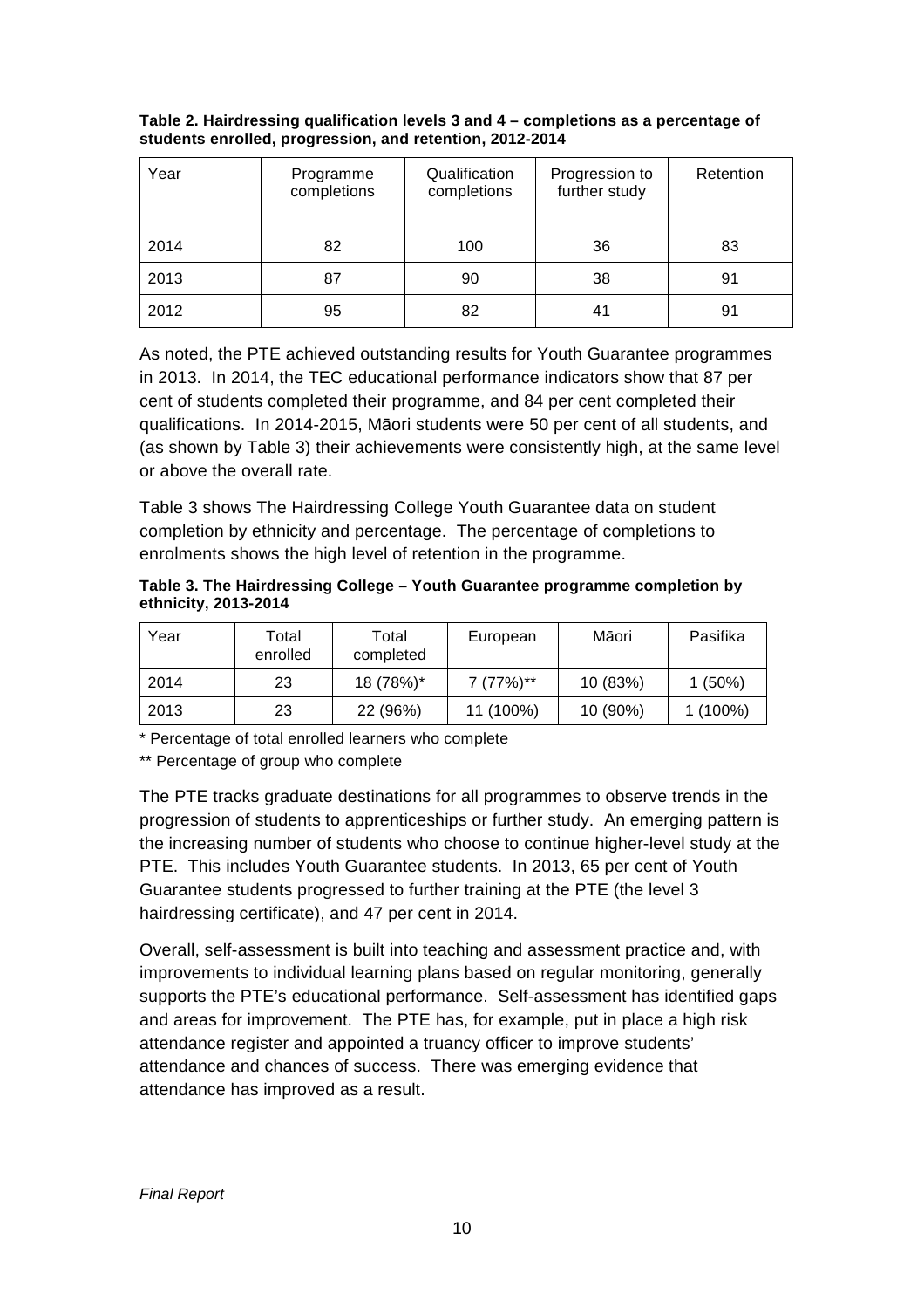**Table 2. Hairdressing qualification levels 3 and 4 – completions as a percentage of students enrolled, progression, and retention, 2012-2014**

| Year | Programme completions | Qualification completions | Progression to further study | Retention |
|---|---|---|---|---|
| 2014 | 82 | 100 | 36 | 83 |
| 2013 | 87 | 90 | 38 | 91 |
| 2012 | 95 | 82 | 41 | 91 |

As noted, the PTE achieved outstanding results for Youth Guarantee programmes in 2013. In 2014, the TEC educational performance indicators show that 87 per cent of students completed their programme, and 84 per cent completed their qualifications. In 2014-2015, Māori students were 50 per cent of all students, and (as shown by Table 3) their achievements were consistently high, at the same level or above the overall rate.

Table 3 shows The Hairdressing College Youth Guarantee data on student completion by ethnicity and percentage. The percentage of completions to enrolments shows the high level of retention in the programme.

**Table 3. The Hairdressing College – Youth Guarantee programme completion by ethnicity, 2013-2014**

| Year | Total enrolled | Total completed | European | Māori | Pasifika |
|---|---|---|---|---|---|
| 2014 | 23 | 18 (78%)* | 7 (77%)** | 10 (83%) | 1 (50%) |
| 2013 | 23 | 22 (96%) | 11 (100%) | 10 (90%) | 1 (100%) |

\* Percentage of total enrolled learners who complete

\** Percentage of group who complete

The PTE tracks graduate destinations for all programmes to observe trends in the progression of students to apprenticeships or further study. An emerging pattern is the increasing number of students who choose to continue higher-level study at the PTE. This includes Youth Guarantee students. In 2013, 65 per cent of Youth Guarantee students progressed to further training at the PTE (the level 3 hairdressing certificate), and 47 per cent in 2014.

Overall, self-assessment is built into teaching and assessment practice and, with improvements to individual learning plans based on regular monitoring, generally supports the PTE's educational performance. Self-assessment has identified gaps and areas for improvement. The PTE has, for example, put in place a high risk attendance register and appointed a truancy officer to improve students' attendance and chances of success. There was emerging evidence that attendance has improved as a result.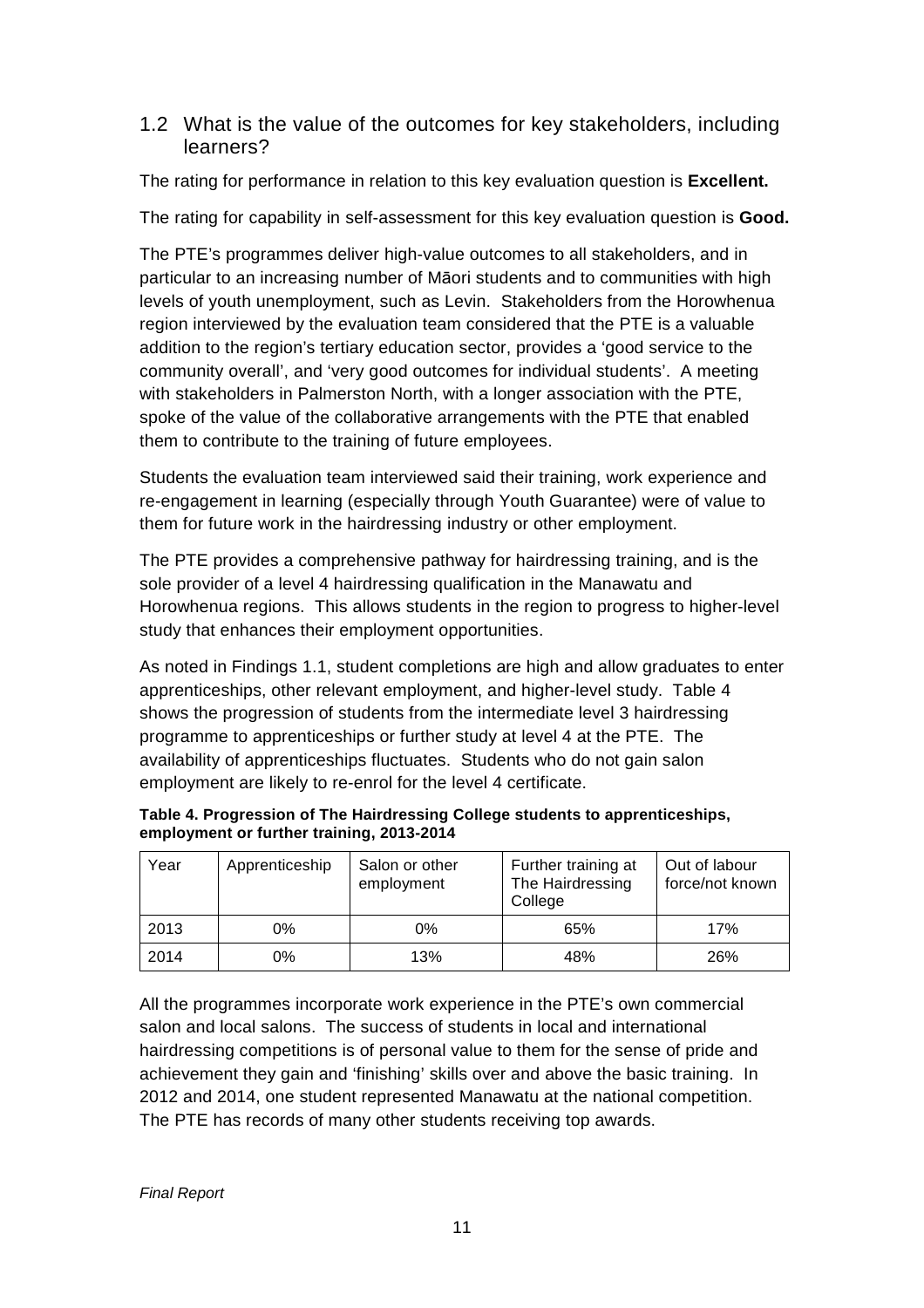## 1.2 What is the value of the outcomes for key stakeholders, including learners?

The rating for performance in relation to this key evaluation question is **Excellent.**

The rating for capability in self-assessment for this key evaluation question is **Good.**

The PTE's programmes deliver high-value outcomes to all stakeholders, and in particular to an increasing number of Māori students and to communities with high levels of youth unemployment, such as Levin. Stakeholders from the Horowhenua region interviewed by the evaluation team considered that the PTE is a valuable addition to the region's tertiary education sector, provides a 'good service to the community overall', and 'very good outcomes for individual students'. A meeting with stakeholders in Palmerston North, with a longer association with the PTE, spoke of the value of the collaborative arrangements with the PTE that enabled them to contribute to the training of future employees.

Students the evaluation team interviewed said their training, work experience and re-engagement in learning (especially through Youth Guarantee) were of value to them for future work in the hairdressing industry or other employment.

The PTE provides a comprehensive pathway for hairdressing training, and is the sole provider of a level 4 hairdressing qualification in the Manawatu and Horowhenua regions. This allows students in the region to progress to higher-level study that enhances their employment opportunities.

As noted in Findings 1.1, student completions are high and allow graduates to enter apprenticeships, other relevant employment, and higher-level study. Table 4 shows the progression of students from the intermediate level 3 hairdressing programme to apprenticeships or further study at level 4 at the PTE. The availability of apprenticeships fluctuates. Students who do not gain salon employment are likely to re-enrol for the level 4 certificate.

**Table 4. Progression of The Hairdressing College students to apprenticeships, employment or further training, 2013-2014**

| Year | Apprenticeship | Salon or other employment | Further training at The Hairdressing College | Out of labour force/not known |
|---|---|---|---|---|
| 2013 | 0% | 0% | 65% | 17% |
| 2014 | 0% | 13% | 48% | 26% |

All the programmes incorporate work experience in the PTE's own commercial salon and local salons. The success of students in local and international hairdressing competitions is of personal value to them for the sense of pride and achievement they gain and 'finishing' skills over and above the basic training. In 2012 and 2014, one student represented Manawatu at the national competition. The PTE has records of many other students receiving top awards.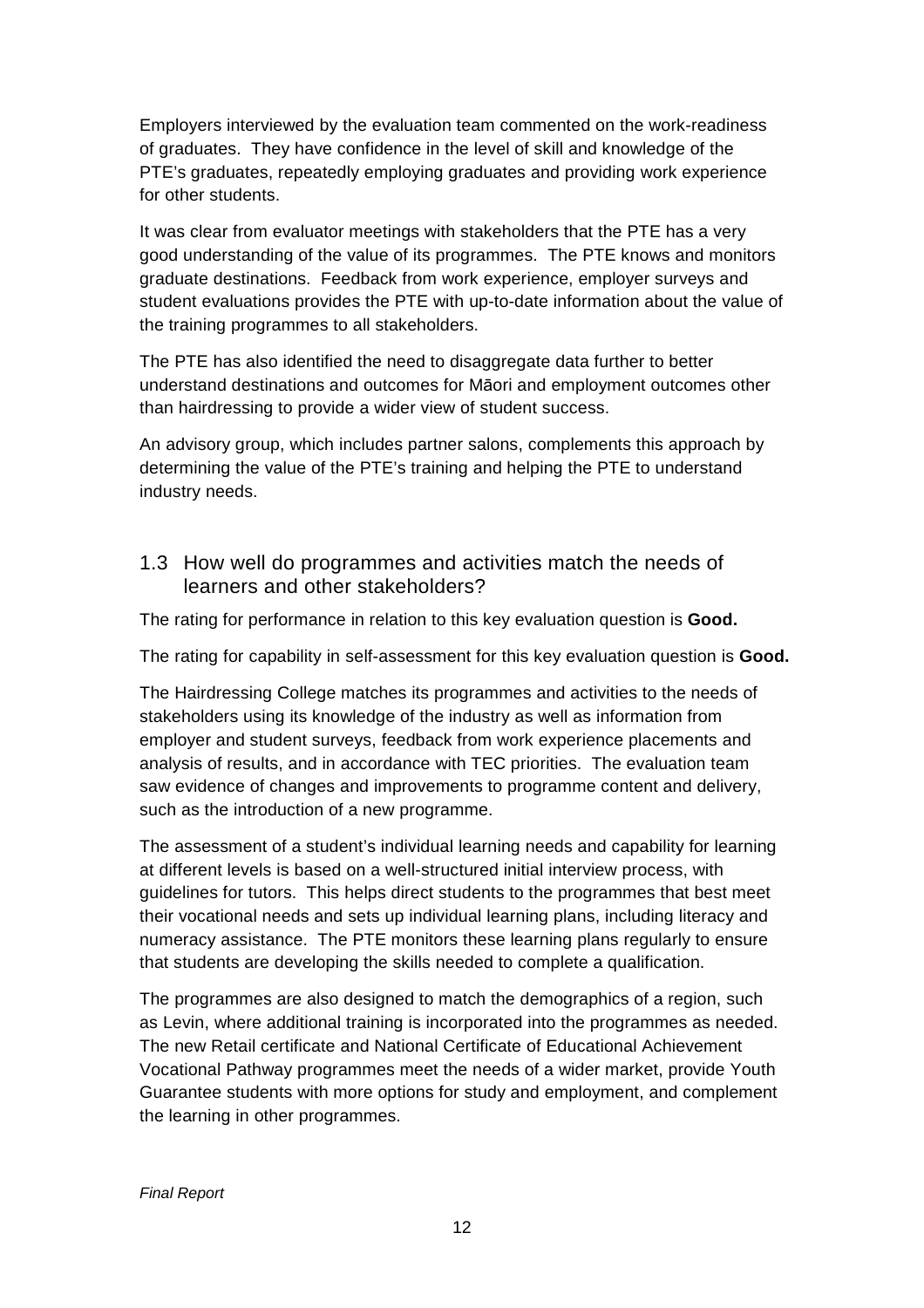Employers interviewed by the evaluation team commented on the work-readiness of graduates. They have confidence in the level of skill and knowledge of the PTE's graduates, repeatedly employing graduates and providing work experience for other students.

It was clear from evaluator meetings with stakeholders that the PTE has a very good understanding of the value of its programmes. The PTE knows and monitors graduate destinations. Feedback from work experience, employer surveys and student evaluations provides the PTE with up-to-date information about the value of the training programmes to all stakeholders.

The PTE has also identified the need to disaggregate data further to better understand destinations and outcomes for Māori and employment outcomes other than hairdressing to provide a wider view of student success.

An advisory group, which includes partner salons, complements this approach by determining the value of the PTE's training and helping the PTE to understand industry needs.

## 1.3 How well do programmes and activities match the needs of learners and other stakeholders?

The rating for performance in relation to this key evaluation question is **Good.**

The rating for capability in self-assessment for this key evaluation question is **Good.**

The Hairdressing College matches its programmes and activities to the needs of stakeholders using its knowledge of the industry as well as information from employer and student surveys, feedback from work experience placements and analysis of results, and in accordance with TEC priorities. The evaluation team saw evidence of changes and improvements to programme content and delivery, such as the introduction of a new programme.

The assessment of a student's individual learning needs and capability for learning at different levels is based on a well-structured initial interview process, with guidelines for tutors. This helps direct students to the programmes that best meet their vocational needs and sets up individual learning plans, including literacy and numeracy assistance. The PTE monitors these learning plans regularly to ensure that students are developing the skills needed to complete a qualification.

The programmes are also designed to match the demographics of a region, such as Levin, where additional training is incorporated into the programmes as needed. The new Retail certificate and National Certificate of Educational Achievement Vocational Pathway programmes meet the needs of a wider market, provide Youth Guarantee students with more options for study and employment, and complement the learning in other programmes.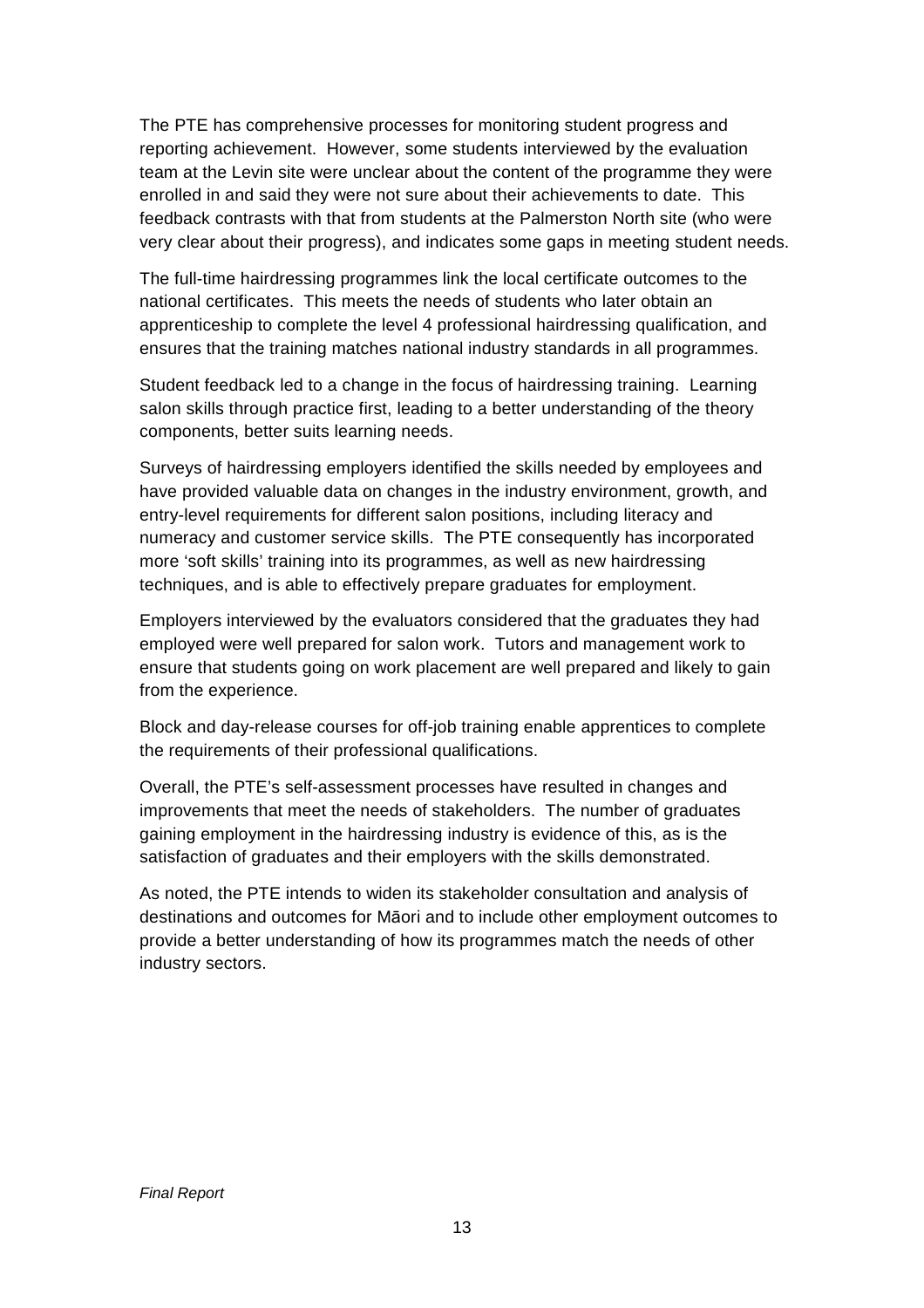The PTE has comprehensive processes for monitoring student progress and reporting achievement. However, some students interviewed by the evaluation team at the Levin site were unclear about the content of the programme they were enrolled in and said they were not sure about their achievements to date. This feedback contrasts with that from students at the Palmerston North site (who were very clear about their progress), and indicates some gaps in meeting student needs.

The full-time hairdressing programmes link the local certificate outcomes to the national certificates. This meets the needs of students who later obtain an apprenticeship to complete the level 4 professional hairdressing qualification, and ensures that the training matches national industry standards in all programmes.

Student feedback led to a change in the focus of hairdressing training. Learning salon skills through practice first, leading to a better understanding of the theory components, better suits learning needs.

Surveys of hairdressing employers identified the skills needed by employees and have provided valuable data on changes in the industry environment, growth, and entry-level requirements for different salon positions, including literacy and numeracy and customer service skills. The PTE consequently has incorporated more 'soft skills' training into its programmes, as well as new hairdressing techniques, and is able to effectively prepare graduates for employment.

Employers interviewed by the evaluators considered that the graduates they had employed were well prepared for salon work. Tutors and management work to ensure that students going on work placement are well prepared and likely to gain from the experience.

Block and day-release courses for off-job training enable apprentices to complete the requirements of their professional qualifications.

Overall, the PTE's self-assessment processes have resulted in changes and improvements that meet the needs of stakeholders. The number of graduates gaining employment in the hairdressing industry is evidence of this, as is the satisfaction of graduates and their employers with the skills demonstrated.

As noted, the PTE intends to widen its stakeholder consultation and analysis of destinations and outcomes for Māori and to include other employment outcomes to provide a better understanding of how its programmes match the needs of other industry sectors.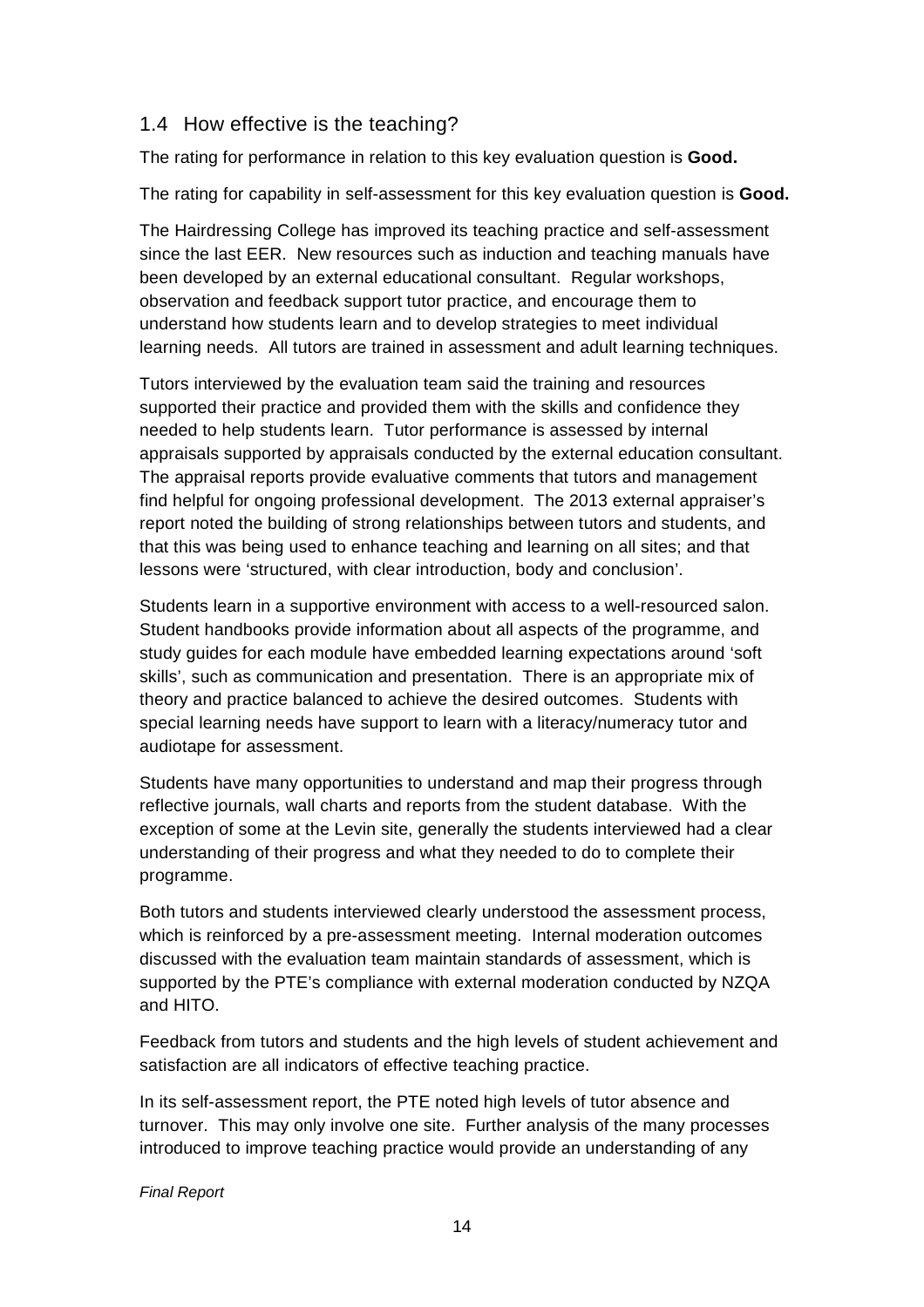## 1.4 How effective is the teaching?

The rating for performance in relation to this key evaluation question is **Good.**

The rating for capability in self-assessment for this key evaluation question is **Good.**

The Hairdressing College has improved its teaching practice and self-assessment since the last EER. New resources such as induction and teaching manuals have been developed by an external educational consultant. Regular workshops, observation and feedback support tutor practice, and encourage them to understand how students learn and to develop strategies to meet individual learning needs. All tutors are trained in assessment and adult learning techniques.

Tutors interviewed by the evaluation team said the training and resources supported their practice and provided them with the skills and confidence they needed to help students learn. Tutor performance is assessed by internal appraisals supported by appraisals conducted by the external education consultant. The appraisal reports provide evaluative comments that tutors and management find helpful for ongoing professional development. The 2013 external appraiser's report noted the building of strong relationships between tutors and students, and that this was being used to enhance teaching and learning on all sites; and that lessons were 'structured, with clear introduction, body and conclusion'.

Students learn in a supportive environment with access to a well-resourced salon. Student handbooks provide information about all aspects of the programme, and study guides for each module have embedded learning expectations around 'soft skills', such as communication and presentation. There is an appropriate mix of theory and practice balanced to achieve the desired outcomes. Students with special learning needs have support to learn with a literacy/numeracy tutor and audiotape for assessment.

Students have many opportunities to understand and map their progress through reflective journals, wall charts and reports from the student database. With the exception of some at the Levin site, generally the students interviewed had a clear understanding of their progress and what they needed to do to complete their programme.

Both tutors and students interviewed clearly understood the assessment process, which is reinforced by a pre-assessment meeting. Internal moderation outcomes discussed with the evaluation team maintain standards of assessment, which is supported by the PTE's compliance with external moderation conducted by NZQA and HITO.

Feedback from tutors and students and the high levels of student achievement and satisfaction are all indicators of effective teaching practice.

In its self-assessment report, the PTE noted high levels of tutor absence and turnover. This may only involve one site. Further analysis of the many processes introduced to improve teaching practice would provide an understanding of any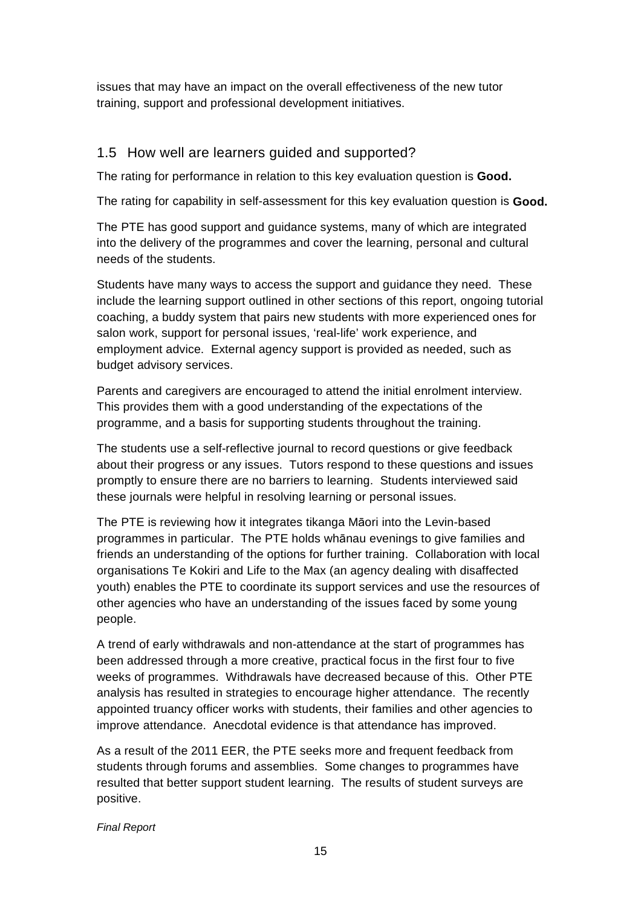issues that may have an impact on the overall effectiveness of the new tutor training, support and professional development initiatives.

## 1.5 How well are learners guided and supported?

The rating for performance in relation to this key evaluation question is **Good.**

The rating for capability in self-assessment for this key evaluation question is **Good.**

The PTE has good support and guidance systems, many of which are integrated into the delivery of the programmes and cover the learning, personal and cultural needs of the students.

Students have many ways to access the support and guidance they need. These include the learning support outlined in other sections of this report, ongoing tutorial coaching, a buddy system that pairs new students with more experienced ones for salon work, support for personal issues, 'real-life' work experience, and employment advice. External agency support is provided as needed, such as budget advisory services.

Parents and caregivers are encouraged to attend the initial enrolment interview. This provides them with a good understanding of the expectations of the programme, and a basis for supporting students throughout the training.

The students use a self-reflective journal to record questions or give feedback about their progress or any issues. Tutors respond to these questions and issues promptly to ensure there are no barriers to learning. Students interviewed said these journals were helpful in resolving learning or personal issues.

The PTE is reviewing how it integrates tikanga Māori into the Levin-based programmes in particular. The PTE holds whānau evenings to give families and friends an understanding of the options for further training. Collaboration with local organisations Te Kokiri and Life to the Max (an agency dealing with disaffected youth) enables the PTE to coordinate its support services and use the resources of other agencies who have an understanding of the issues faced by some young people.

A trend of early withdrawals and non-attendance at the start of programmes has been addressed through a more creative, practical focus in the first four to five weeks of programmes. Withdrawals have decreased because of this. Other PTE analysis has resulted in strategies to encourage higher attendance. The recently appointed truancy officer works with students, their families and other agencies to improve attendance. Anecdotal evidence is that attendance has improved.

As a result of the 2011 EER, the PTE seeks more and frequent feedback from students through forums and assemblies. Some changes to programmes have resulted that better support student learning. The results of student surveys are positive.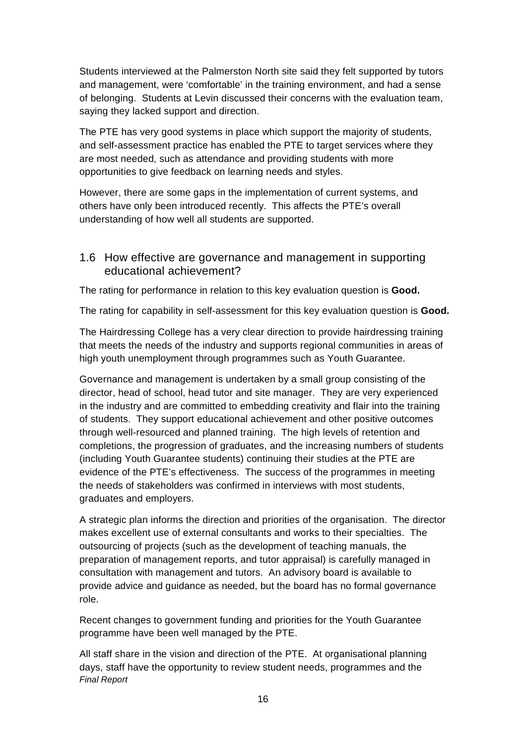Students interviewed at the Palmerston North site said they felt supported by tutors and management, were 'comfortable' in the training environment, and had a sense of belonging. Students at Levin discussed their concerns with the evaluation team, saying they lacked support and direction.

The PTE has very good systems in place which support the majority of students, and self-assessment practice has enabled the PTE to target services where they are most needed, such as attendance and providing students with more opportunities to give feedback on learning needs and styles.

However, there are some gaps in the implementation of current systems, and others have only been introduced recently. This affects the PTE's overall understanding of how well all students are supported.

## 1.6 How effective are governance and management in supporting educational achievement?

The rating for performance in relation to this key evaluation question is **Good.**

The rating for capability in self-assessment for this key evaluation question is **Good.**

The Hairdressing College has a very clear direction to provide hairdressing training that meets the needs of the industry and supports regional communities in areas of high youth unemployment through programmes such as Youth Guarantee.

Governance and management is undertaken by a small group consisting of the director, head of school, head tutor and site manager. They are very experienced in the industry and are committed to embedding creativity and flair into the training of students. They support educational achievement and other positive outcomes through well-resourced and planned training. The high levels of retention and completions, the progression of graduates, and the increasing numbers of students (including Youth Guarantee students) continuing their studies at the PTE are evidence of the PTE's effectiveness. The success of the programmes in meeting the needs of stakeholders was confirmed in interviews with most students, graduates and employers.

A strategic plan informs the direction and priorities of the organisation. The director makes excellent use of external consultants and works to their specialties. The outsourcing of projects (such as the development of teaching manuals, the preparation of management reports, and tutor appraisal) is carefully managed in consultation with management and tutors. An advisory board is available to provide advice and guidance as needed, but the board has no formal governance role.

Recent changes to government funding and priorities for the Youth Guarantee programme have been well managed by the PTE.

All staff share in the vision and direction of the PTE. At organisational planning days, staff have the opportunity to review student needs, programmes and the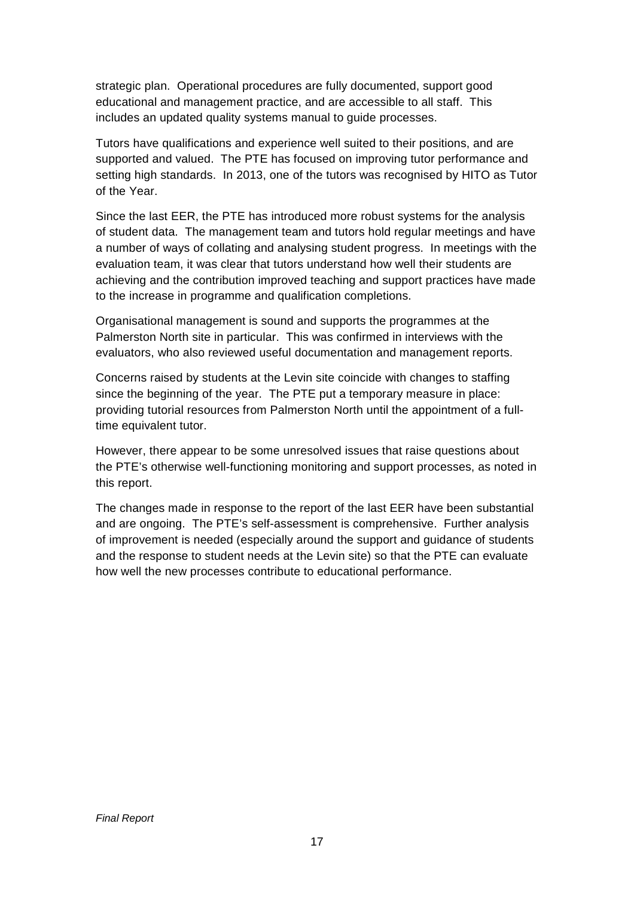strategic plan. Operational procedures are fully documented, support good educational and management practice, and are accessible to all staff. This includes an updated quality systems manual to guide processes.

Tutors have qualifications and experience well suited to their positions, and are supported and valued. The PTE has focused on improving tutor performance and setting high standards. In 2013, one of the tutors was recognised by HITO as Tutor of the Year.

Since the last EER, the PTE has introduced more robust systems for the analysis of student data. The management team and tutors hold regular meetings and have a number of ways of collating and analysing student progress. In meetings with the evaluation team, it was clear that tutors understand how well their students are achieving and the contribution improved teaching and support practices have made to the increase in programme and qualification completions.

Organisational management is sound and supports the programmes at the Palmerston North site in particular. This was confirmed in interviews with the evaluators, who also reviewed useful documentation and management reports.

Concerns raised by students at the Levin site coincide with changes to staffing since the beginning of the year. The PTE put a temporary measure in place: providing tutorial resources from Palmerston North until the appointment of a full-time equivalent tutor.

However, there appear to be some unresolved issues that raise questions about the PTE's otherwise well-functioning monitoring and support processes, as noted in this report.

The changes made in response to the report of the last EER have been substantial and are ongoing. The PTE's self-assessment is comprehensive. Further analysis of improvement is needed (especially around the support and guidance of students and the response to student needs at the Levin site) so that the PTE can evaluate how well the new processes contribute to educational performance.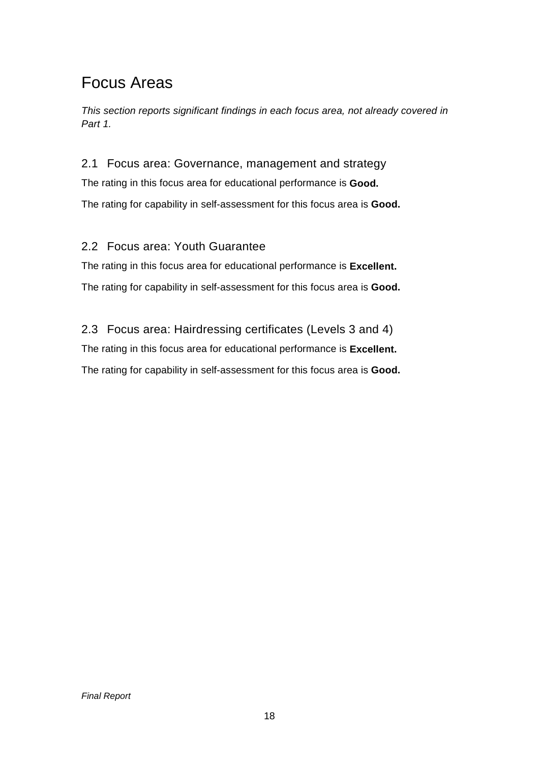# Focus Areas

*This section reports significant findings in each focus area, not already covered in Part 1.*

## 2.1 Focus area: Governance, management and strategy

The rating in this focus area for educational performance is **Good.**

The rating for capability in self-assessment for this focus area is **Good.**

## 2.2 Focus area: Youth Guarantee

The rating in this focus area for educational performance is **Excellent.**

The rating for capability in self-assessment for this focus area is **Good.**

## 2.3 Focus area: Hairdressing certificates (Levels 3 and 4)

The rating in this focus area for educational performance is **Excellent.**

The rating for capability in self-assessment for this focus area is **Good.**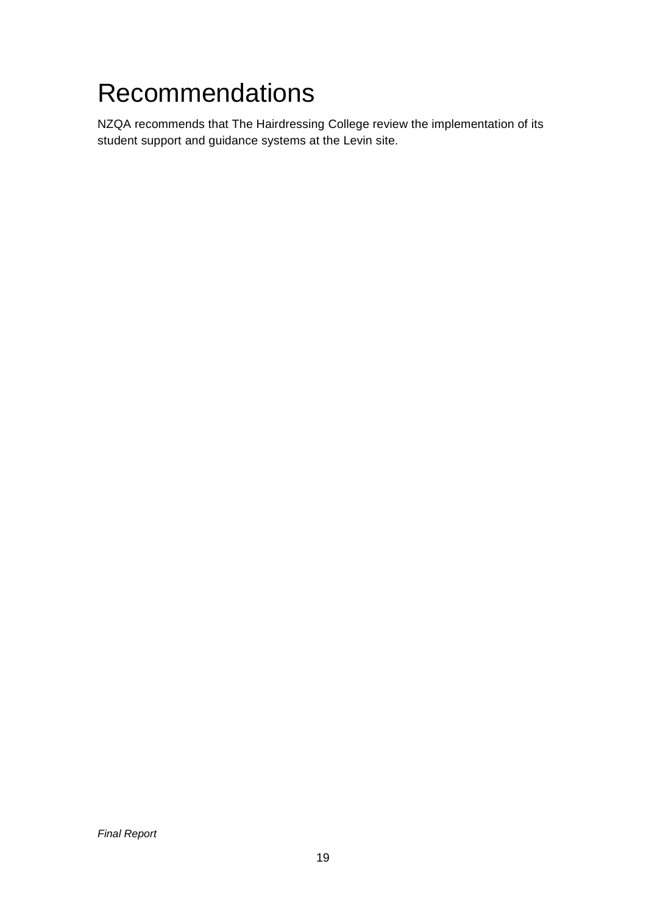# Recommendations

NZQA recommends that The Hairdressing College review the implementation of its student support and guidance systems at the Levin site.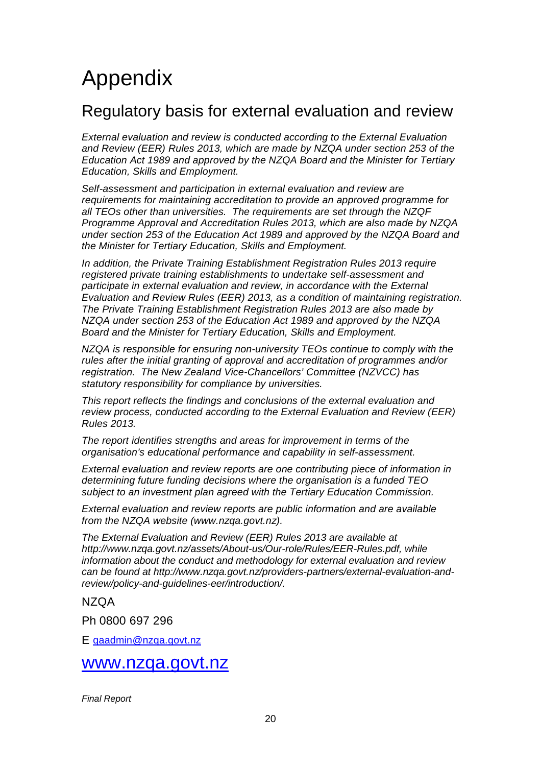# Appendix

## Regulatory basis for external evaluation and review

*External evaluation and review is conducted according to the External Evaluation and Review (EER) Rules 2013, which are made by NZQA under section 253 of the Education Act 1989 and approved by the NZQA Board and the Minister for Tertiary Education, Skills and Employment.*

*Self-assessment and participation in external evaluation and review are requirements for maintaining accreditation to provide an approved programme for all TEOs other than universities. The requirements are set through the NZQF Programme Approval and Accreditation Rules 2013, which are also made by NZQA under section 253 of the Education Act 1989 and approved by the NZQA Board and the Minister for Tertiary Education, Skills and Employment.*

*In addition, the Private Training Establishment Registration Rules 2013 require registered private training establishments to undertake self-assessment and participate in external evaluation and review, in accordance with the External Evaluation and Review Rules (EER) 2013, as a condition of maintaining registration. The Private Training Establishment Registration Rules 2013 are also made by NZQA under section 253 of the Education Act 1989 and approved by the NZQA Board and the Minister for Tertiary Education, Skills and Employment.*

*NZQA is responsible for ensuring non-university TEOs continue to comply with the rules after the initial granting of approval and accreditation of programmes and/or registration. The New Zealand Vice-Chancellors' Committee (NZVCC) has statutory responsibility for compliance by universities.*

*This report reflects the findings and conclusions of the external evaluation and review process, conducted according to the External Evaluation and Review (EER) Rules 2013.*

*The report identifies strengths and areas for improvement in terms of the organisation's educational performance and capability in self-assessment.*

*External evaluation and review reports are one contributing piece of information in determining future funding decisions where the organisation is a funded TEO subject to an investment plan agreed with the Tertiary Education Commission.*

*External evaluation and review reports are public information and are available from the NZQA website (www.nzqa.govt.nz).*

*The External Evaluation and Review (EER) Rules 2013 are available at http://www.nzqa.govt.nz/assets/About-us/Our-role/Rules/EER-Rules.pdf, while information about the conduct and methodology for external evaluation and review can be found at http://www.nzqa.govt.nz/providers-partners/external-evaluation-and-review/policy-and-guidelines-eer/introduction/.*

NZQA

Ph 0800 697 296

E qaadmin@nzqa.govt.nz

www.nzqa.govt.nz

*Final Report*